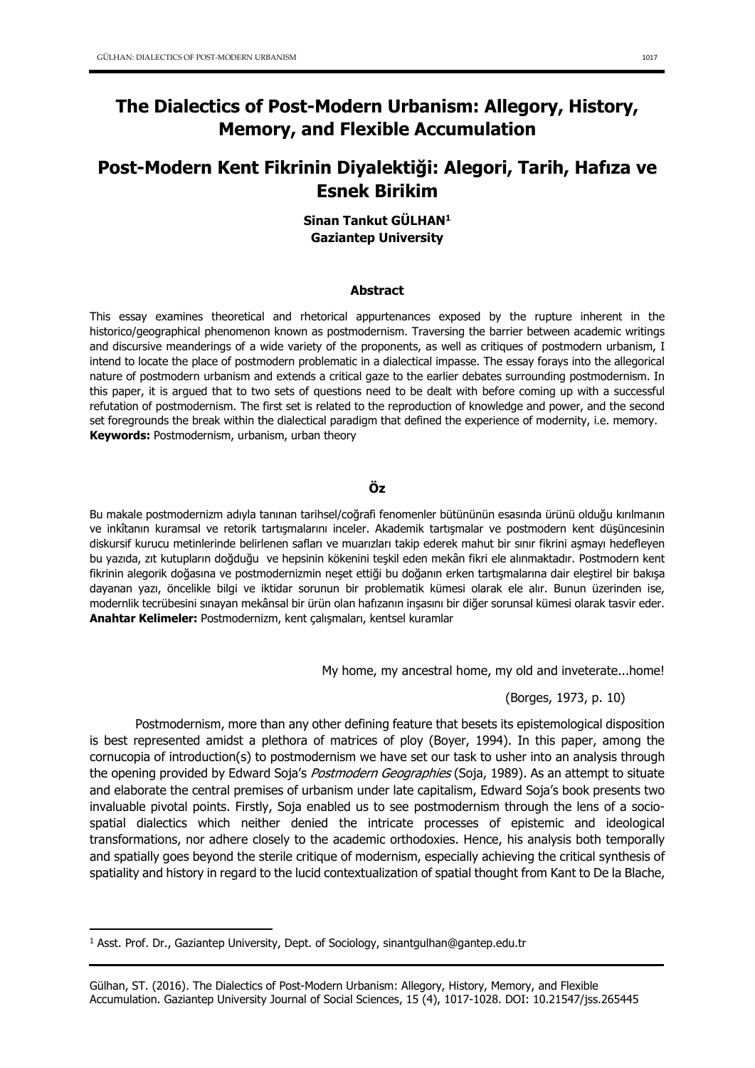# The Dialectics of Post-Modern Urbanism: Allegory, History, Memory, and Flexible Accumulation

# Post-Modern Kent Fikrinin Diyalektiği: Alegori, Tarih, Hafıza ve Esnek Birikim

**Sinan Tankut GÜLHAN[1]**
**Gaziantep University**

### Abstract

This essay examines theoretical and rhetorical appurtenances exposed by the rupture inherent in the historico/geographical phenomenon known as postmodernism. Traversing the barrier between academic writings and discursive meanderings of a wide variety of the proponents, as well as critiques of postmodern urbanism, I intend to locate the place of postmodern problematic in a dialectical impasse. The essay forays into the allegorical nature of postmodern urbanism and extends a critical gaze to the earlier debates surrounding postmodernism. In this paper, it is argued that to two sets of questions need to be dealt with before coming up with a successful refutation of postmodernism. The first set is related to the reproduction of knowledge and power, and the second set foregrounds the break within the dialectical paradigm that defined the experience of modernity, i.e. memory.
**Keywords:** Postmodernism, urbanism, urban theory

### Öz

Bu makale postmodernizm adıyla tanınan tarihsel/coğrafi fenomenler bütününün esasında ürünü olduğu kırılmanın ve inkîtanın kuramsal ve retorik tartışmalarını inceler. Akademik tartışmalar ve postmodern kent düşüncesinin diskursif kurucu metinlerinde belirlenen safları ve muarızları takip ederek mahut bir sınır fikrini aşmayı hedefleyen bu yazıda, zıt kutupların doğduğu ve hepsinin kökenini teşkil eden mekân fikri ele alınmaktadır. Postmodern kent fikrinin alegorik doğasına ve postmodernizmin neşet ettiği bu doğanın erken tartışmalarına dair eleştirel bir bakışa dayanan yazı, öncelikle bilgi ve iktidar sorunun bir problematik kümesi olarak ele alır. Bunun üzerinden ise, modernlik tecrübesini sınayan mekânsal bir ürün olan hafızanın inşasını bir diğer sorunsal kümesi olarak tasvir eder.
**Anahtar Kelimeler:** Postmodernizm, kent çalışmaları, kentsel kuramlar

> My home, my ancestral home, my old and inveterate...home!
>
> (Borges, 1973, p. 10)

Postmodernism, more than any other defining feature that besets its epistemological disposition is best represented amidst a plethora of matrices of ploy (Boyer, 1994). In this paper, among the cornucopia of introduction(s) to postmodernism we have set our task to usher into an analysis through the opening provided by Edward Soja's *Postmodern Geographies* (Soja, 1989). As an attempt to situate and elaborate the central premises of urbanism under late capitalism, Edward Soja's book presents two invaluable pivotal points. Firstly, Soja enabled us to see postmodernism through the lens of a socio-spatial dialectics which neither denied the intricate processes of epistemic and ideological transformations, nor adhere closely to the academic orthodoxies. Hence, his analysis both temporally and spatially goes beyond the sterile critique of modernism, especially achieving the critical synthesis of spatiality and history in regard to the lucid contextualization of spatial thought from Kant to De la Blache,

---

[1] Asst. Prof. Dr., Gaziantep University, Dept. of Sociology, sinantgulhan@gantep.edu.tr

Gülhan, ST. (2016). The Dialectics of Post-Modern Urbanism: Allegory, History, Memory, and Flexible Accumulation. Gaziantep University Journal of Social Sciences, 15 (4), 1017-1028. DOI: 10.21547/jss.265445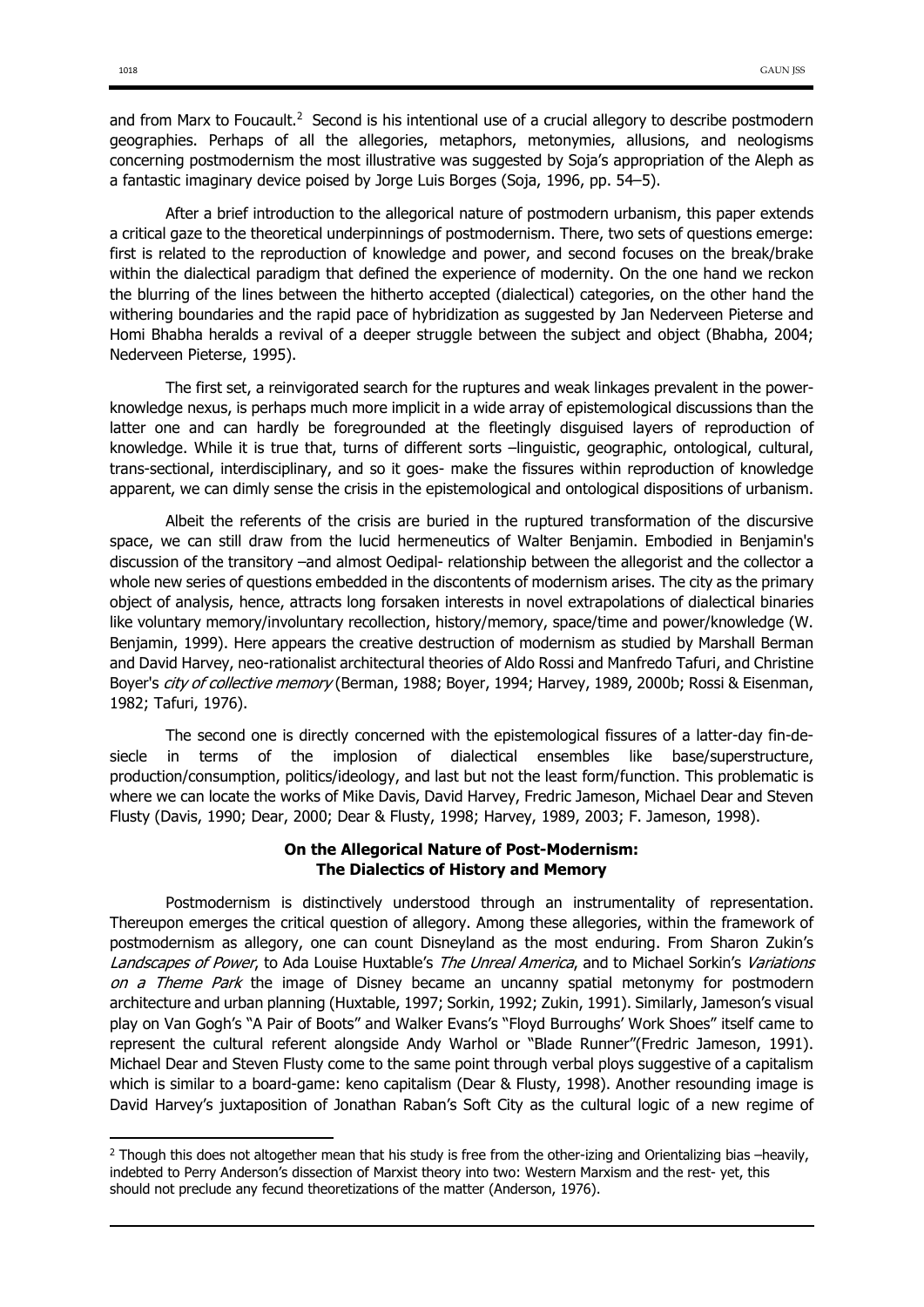and from Marx to Foucault.[2] Second is his intentional use of a crucial allegory to describe postmodern geographies. Perhaps of all the allegories, metaphors, metonymies, allusions, and neologisms concerning postmodernism the most illustrative was suggested by Soja's appropriation of the Aleph as a fantastic imaginary device poised by Jorge Luis Borges (Soja, 1996, pp. 54–5).

After a brief introduction to the allegorical nature of postmodern urbanism, this paper extends a critical gaze to the theoretical underpinnings of postmodernism. There, two sets of questions emerge: first is related to the reproduction of knowledge and power, and second focuses on the break/brake within the dialectical paradigm that defined the experience of modernity. On the one hand we reckon the blurring of the lines between the hitherto accepted (dialectical) categories, on the other hand the withering boundaries and the rapid pace of hybridization as suggested by Jan Nederveen Pieterse and Homi Bhabha heralds a revival of a deeper struggle between the subject and object (Bhabha, 2004; Nederveen Pieterse, 1995).

The first set, a reinvigorated search for the ruptures and weak linkages prevalent in the power-knowledge nexus, is perhaps much more implicit in a wide array of epistemological discussions than the latter one and can hardly be foregrounded at the fleetingly disguised layers of reproduction of knowledge. While it is true that, turns of different sorts –linguistic, geographic, ontological, cultural, trans-sectional, interdisciplinary, and so it goes- make the fissures within reproduction of knowledge apparent, we can dimly sense the crisis in the epistemological and ontological dispositions of urbanism.

Albeit the referents of the crisis are buried in the ruptured transformation of the discursive space, we can still draw from the lucid hermeneutics of Walter Benjamin. Embodied in Benjamin's discussion of the transitory –and almost Oedipal- relationship between the allegorist and the collector a whole new series of questions embedded in the discontents of modernism arises. The city as the primary object of analysis, hence, attracts long forsaken interests in novel extrapolations of dialectical binaries like voluntary memory/involuntary recollection, history/memory, space/time and power/knowledge (W. Benjamin, 1999). Here appears the creative destruction of modernism as studied by Marshall Berman and David Harvey, neo-rationalist architectural theories of Aldo Rossi and Manfredo Tafuri, and Christine Boyer's *city of collective memory* (Berman, 1988; Boyer, 1994; Harvey, 1989, 2000b; Rossi & Eisenman, 1982; Tafuri, 1976).

The second one is directly concerned with the epistemological fissures of a latter-day fin-de-siecle in terms of the implosion of dialectical ensembles like base/superstructure, production/consumption, politics/ideology, and last but not the least form/function. This problematic is where we can locate the works of Mike Davis, David Harvey, Fredric Jameson, Michael Dear and Steven Flusty (Davis, 1990; Dear, 2000; Dear & Flusty, 1998; Harvey, 1989, 2003; F. Jameson, 1998).

## On the Allegorical Nature of Post-Modernism: The Dialectics of History and Memory

Postmodernism is distinctively understood through an instrumentality of representation. Thereupon emerges the critical question of allegory. Among these allegories, within the framework of postmodernism as allegory, one can count Disneyland as the most enduring. From Sharon Zukin's *Landscapes of Power*, to Ada Louise Huxtable's *The Unreal America*, and to Michael Sorkin's *Variations on a Theme Park* the image of Disney became an uncanny spatial metonymy for postmodern architecture and urban planning (Huxtable, 1997; Sorkin, 1992; Zukin, 1991). Similarly, Jameson's visual play on Van Gogh's "A Pair of Boots" and Walker Evans's "Floyd Burroughs' Work Shoes" itself came to represent the cultural referent alongside Andy Warhol or "Blade Runner"(Fredric Jameson, 1991). Michael Dear and Steven Flusty come to the same point through verbal ploys suggestive of a capitalism which is similar to a board-game: keno capitalism (Dear & Flusty, 1998). Another resounding image is David Harvey's juxtaposition of Jonathan Raban's Soft City as the cultural logic of a new regime of

[2] Though this does not altogether mean that his study is free from the other-izing and Orientalizing bias –heavily, indebted to Perry Anderson's dissection of Marxist theory into two: Western Marxism and the rest- yet, this should not preclude any fecund theoretizations of the matter (Anderson, 1976).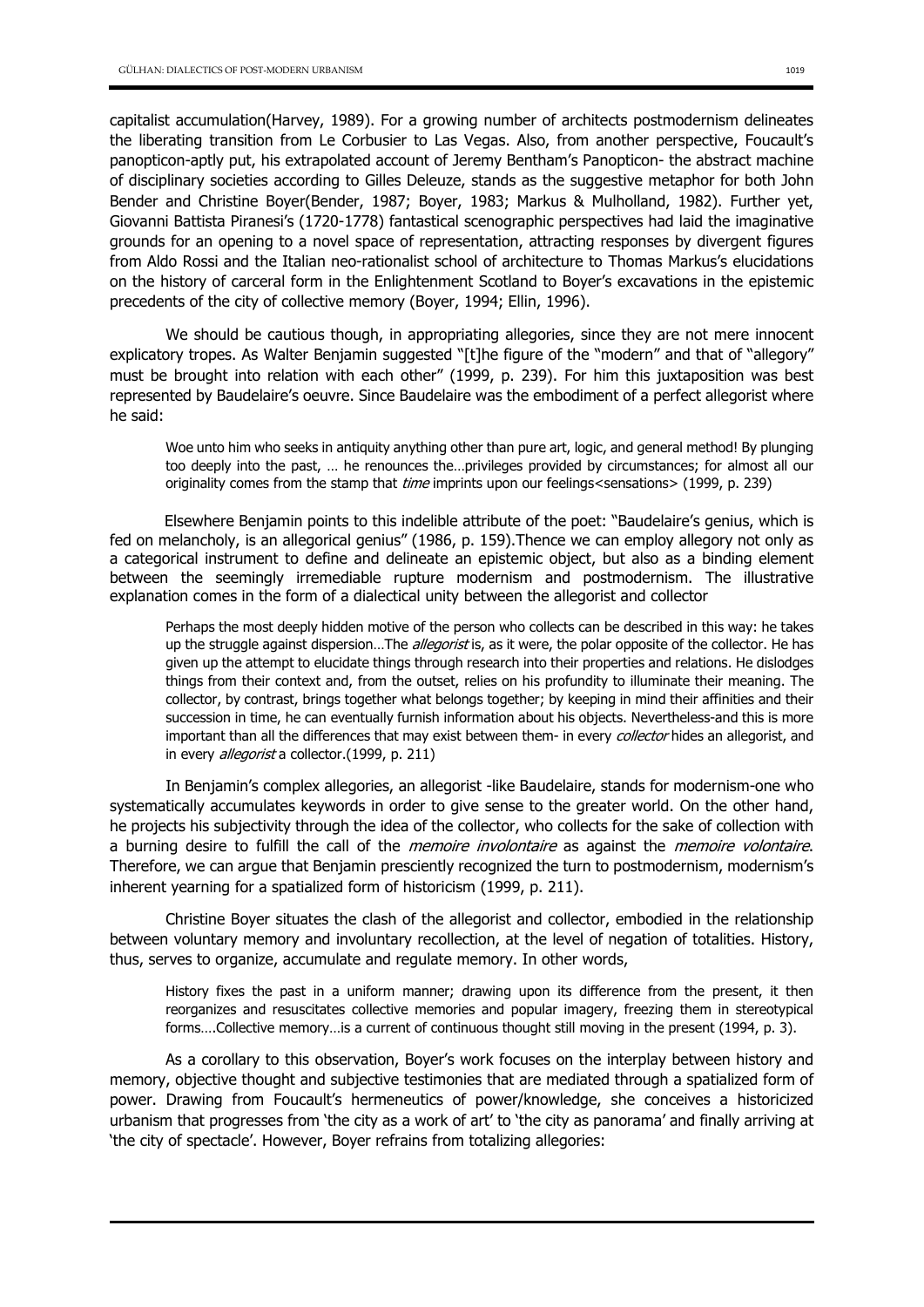capitalist accumulation(Harvey, 1989). For a growing number of architects postmodernism delineates the liberating transition from Le Corbusier to Las Vegas. Also, from another perspective, Foucault's panopticon-aptly put, his extrapolated account of Jeremy Bentham's Panopticon- the abstract machine of disciplinary societies according to Gilles Deleuze, stands as the suggestive metaphor for both John Bender and Christine Boyer(Bender, 1987; Boyer, 1983; Markus & Mulholland, 1982). Further yet, Giovanni Battista Piranesi's (1720-1778) fantastical scenographic perspectives had laid the imaginative grounds for an opening to a novel space of representation, attracting responses by divergent figures from Aldo Rossi and the Italian neo-rationalist school of architecture to Thomas Markus's elucidations on the history of carceral form in the Enlightenment Scotland to Boyer's excavations in the epistemic precedents of the city of collective memory (Boyer, 1994; Ellin, 1996).

We should be cautious though, in appropriating allegories, since they are not mere innocent explicatory tropes. As Walter Benjamin suggested "[t]he figure of the "modern" and that of "allegory" must be brought into relation with each other" (1999, p. 239). For him this juxtaposition was best represented by Baudelaire's oeuvre. Since Baudelaire was the embodiment of a perfect allegorist where he said:

> Woe unto him who seeks in antiquity anything other than pure art, logic, and general method! By plunging too deeply into the past, … he renounces the…privileges provided by circumstances; for almost all our originality comes from the stamp that *time* imprints upon our feelings<sensations> (1999, p. 239)

Elsewhere Benjamin points to this indelible attribute of the poet: "Baudelaire's genius, which is fed on melancholy, is an allegorical genius" (1986, p. 159).Thence we can employ allegory not only as a categorical instrument to define and delineate an epistemic object, but also as a binding element between the seemingly irremediable rupture modernism and postmodernism. The illustrative explanation comes in the form of a dialectical unity between the allegorist and collector

> Perhaps the most deeply hidden motive of the person who collects can be described in this way: he takes up the struggle against dispersion…The *allegorist* is, as it were, the polar opposite of the collector. He has given up the attempt to elucidate things through research into their properties and relations. He dislodges things from their context and, from the outset, relies on his profundity to illuminate their meaning. The collector, by contrast, brings together what belongs together; by keeping in mind their affinities and their succession in time, he can eventually furnish information about his objects. Nevertheless-and this is more important than all the differences that may exist between them- in every *collector* hides an allegorist, and in every *allegorist* a collector.(1999, p. 211)

In Benjamin's complex allegories, an allegorist -like Baudelaire, stands for modernism-one who systematically accumulates keywords in order to give sense to the greater world. On the other hand, he projects his subjectivity through the idea of the collector, who collects for the sake of collection with a burning desire to fulfill the call of the *memoire involontaire* as against the *memoire volontaire*. Therefore, we can argue that Benjamin presciently recognized the turn to postmodernism, modernism's inherent yearning for a spatialized form of historicism (1999, p. 211).

Christine Boyer situates the clash of the allegorist and collector, embodied in the relationship between voluntary memory and involuntary recollection, at the level of negation of totalities. History, thus, serves to organize, accumulate and regulate memory. In other words,

> History fixes the past in a uniform manner; drawing upon its difference from the present, it then reorganizes and resuscitates collective memories and popular imagery, freezing them in stereotypical forms….Collective memory…is a current of continuous thought still moving in the present (1994, p. 3).

As a corollary to this observation, Boyer's work focuses on the interplay between history and memory, objective thought and subjective testimonies that are mediated through a spatialized form of power. Drawing from Foucault's hermeneutics of power/knowledge, she conceives a historicized urbanism that progresses from 'the city as a work of art' to 'the city as panorama' and finally arriving at 'the city of spectacle'. However, Boyer refrains from totalizing allegories: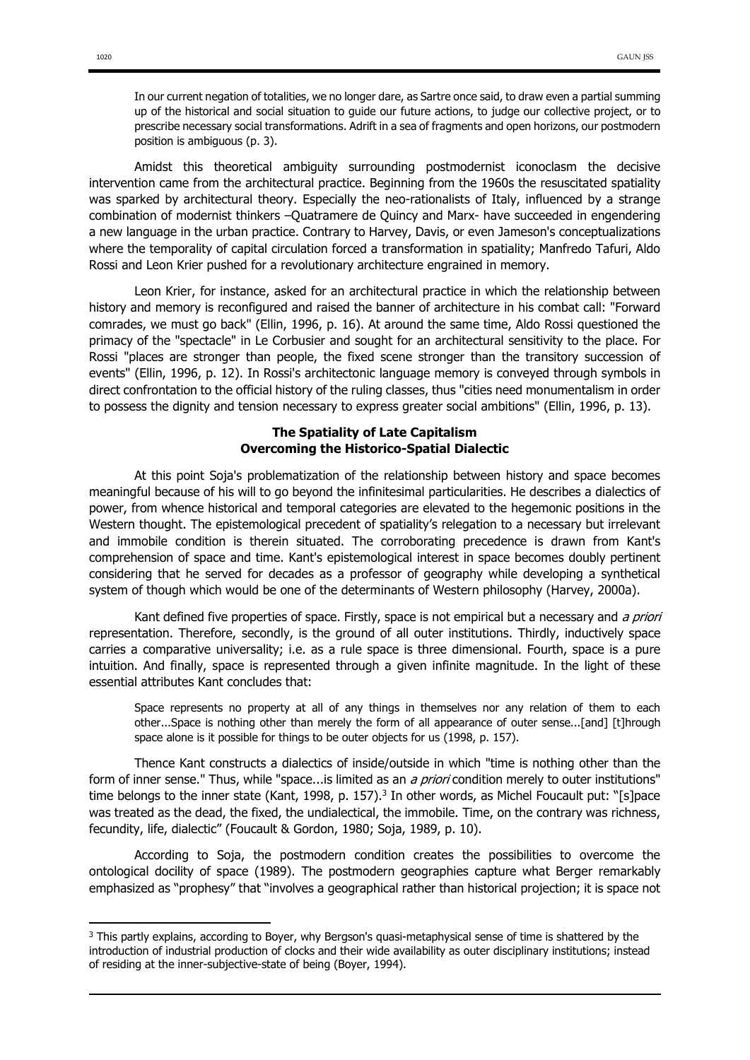> In our current negation of totalities, we no longer dare, as Sartre once said, to draw even a partial summing up of the historical and social situation to guide our future actions, to judge our collective project, or to prescribe necessary social transformations. Adrift in a sea of fragments and open horizons, our postmodern position is ambiguous (p. 3).

Amidst this theoretical ambiguity surrounding postmodernist iconoclasm the decisive intervention came from the architectural practice. Beginning from the 1960s the resuscitated spatiality was sparked by architectural theory. Especially the neo-rationalists of Italy, influenced by a strange combination of modernist thinkers –Quatramere de Quincy and Marx- have succeeded in engendering a new language in the urban practice. Contrary to Harvey, Davis, or even Jameson's conceptualizations where the temporality of capital circulation forced a transformation in spatiality; Manfredo Tafuri, Aldo Rossi and Leon Krier pushed for a revolutionary architecture engrained in memory.

Leon Krier, for instance, asked for an architectural practice in which the relationship between history and memory is reconfigured and raised the banner of architecture in his combat call: "Forward comrades, we must go back" (Ellin, 1996, p. 16). At around the same time, Aldo Rossi questioned the primacy of the "spectacle" in Le Corbusier and sought for an architectural sensitivity to the place. For Rossi "places are stronger than people, the fixed scene stronger than the transitory succession of events" (Ellin, 1996, p. 12). In Rossi's architectonic language memory is conveyed through symbols in direct confrontation to the official history of the ruling classes, thus "cities need monumentalism in order to possess the dignity and tension necessary to express greater social ambitions" (Ellin, 1996, p. 13).

## The Spatiality of Late Capitalism
## Overcoming the Historico-Spatial Dialectic

At this point Soja's problematization of the relationship between history and space becomes meaningful because of his will to go beyond the infinitesimal particularities. He describes a dialectics of power, from whence historical and temporal categories are elevated to the hegemonic positions in the Western thought. The epistemological precedent of spatiality's relegation to a necessary but irrelevant and immobile condition is therein situated. The corroborating precedence is drawn from Kant's comprehension of space and time. Kant's epistemological interest in space becomes doubly pertinent considering that he served for decades as a professor of geography while developing a synthetical system of though which would be one of the determinants of Western philosophy (Harvey, 2000a).

Kant defined five properties of space. Firstly, space is not empirical but a necessary and *a priori* representation. Therefore, secondly, is the ground of all outer institutions. Thirdly, inductively space carries a comparative universality; i.e. as a rule space is three dimensional. Fourth, space is a pure intuition. And finally, space is represented through a given infinite magnitude. In the light of these essential attributes Kant concludes that:

> Space represents no property at all of any things in themselves nor any relation of them to each other...Space is nothing other than merely the form of all appearance of outer sense...[and] [t]hrough space alone is it possible for things to be outer objects for us (1998, p. 157).

Thence Kant constructs a dialectics of inside/outside in which "time is nothing other than the form of inner sense." Thus, while "space...is limited as an *a priori* condition merely to outer institutions" time belongs to the inner state (Kant, 1998, p. 157).[3] In other words, as Michel Foucault put: "[s]pace was treated as the dead, the fixed, the undialectical, the immobile. Time, on the contrary was richness, fecundity, life, dialectic" (Foucault & Gordon, 1980; Soja, 1989, p. 10).

According to Soja, the postmodern condition creates the possibilities to overcome the ontological docility of space (1989). The postmodern geographies capture what Berger remarkably emphasized as "prophesy" that "involves a geographical rather than historical projection; it is space not

---

[3] This partly explains, according to Boyer, why Bergson's quasi-metaphysical sense of time is shattered by the introduction of industrial production of clocks and their wide availability as outer disciplinary institutions; instead of residing at the inner-subjective-state of being (Boyer, 1994).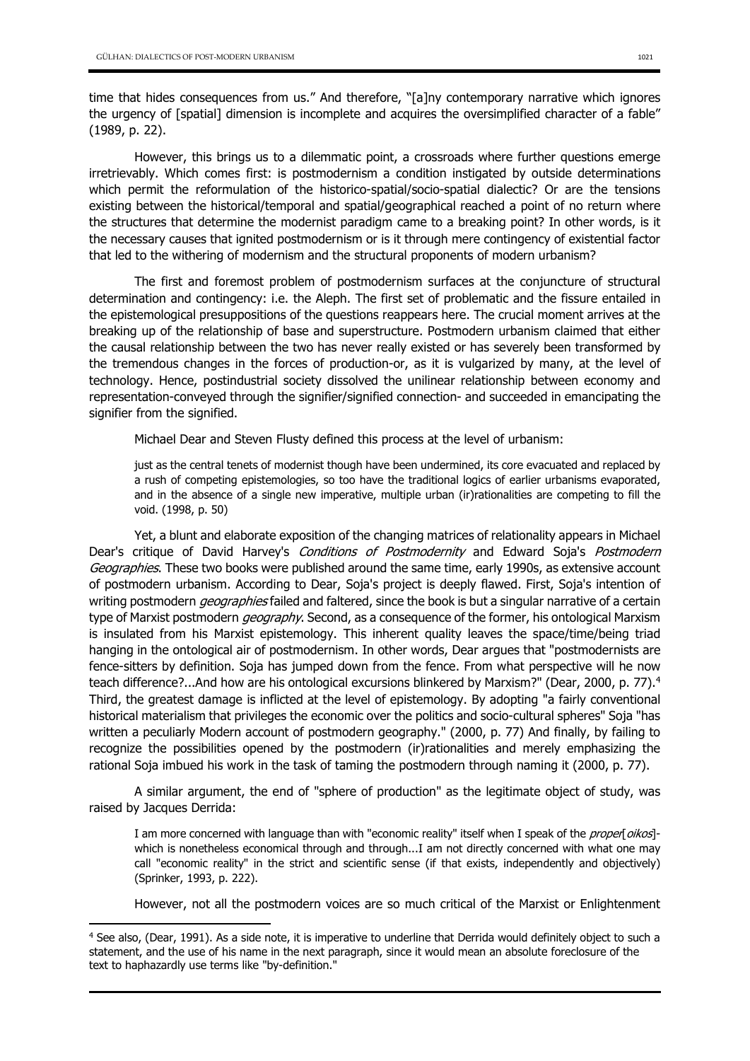time that hides consequences from us." And therefore, "[a]ny contemporary narrative which ignores the urgency of [spatial] dimension is incomplete and acquires the oversimplified character of a fable" (1989, p. 22).

However, this brings us to a dilemmatic point, a crossroads where further questions emerge irretrievably. Which comes first: is postmodernism a condition instigated by outside determinations which permit the reformulation of the historico-spatial/socio-spatial dialectic? Or are the tensions existing between the historical/temporal and spatial/geographical reached a point of no return where the structures that determine the modernist paradigm came to a breaking point? In other words, is it the necessary causes that ignited postmodernism or is it through mere contingency of existential factor that led to the withering of modernism and the structural proponents of modern urbanism?

The first and foremost problem of postmodernism surfaces at the conjuncture of structural determination and contingency: i.e. the Aleph. The first set of problematic and the fissure entailed in the epistemological presuppositions of the questions reappears here. The crucial moment arrives at the breaking up of the relationship of base and superstructure. Postmodern urbanism claimed that either the causal relationship between the two has never really existed or has severely been transformed by the tremendous changes in the forces of production-or, as it is vulgarized by many, at the level of technology. Hence, postindustrial society dissolved the unilinear relationship between economy and representation-conveyed through the signifier/signified connection- and succeeded in emancipating the signifier from the signified.

Michael Dear and Steven Flusty defined this process at the level of urbanism:

> just as the central tenets of modernist though have been undermined, its core evacuated and replaced by a rush of competing epistemologies, so too have the traditional logics of earlier urbanisms evaporated, and in the absence of a single new imperative, multiple urban (ir)rationalities are competing to fill the void. (1998, p. 50)

Yet, a blunt and elaborate exposition of the changing matrices of relationality appears in Michael Dear's critique of David Harvey's *Conditions of Postmodernity* and Edward Soja's *Postmodern Geographies*. These two books were published around the same time, early 1990s, as extensive account of postmodern urbanism. According to Dear, Soja's project is deeply flawed. First, Soja's intention of writing postmodern *geographies* failed and faltered, since the book is but a singular narrative of a certain type of Marxist postmodern *geography*. Second, as a consequence of the former, his ontological Marxism is insulated from his Marxist epistemology. This inherent quality leaves the space/time/being triad hanging in the ontological air of postmodernism. In other words, Dear argues that "postmodernists are fence-sitters by definition. Soja has jumped down from the fence. From what perspective will he now teach difference?...And how are his ontological excursions blinkered by Marxism?" (Dear, 2000, p. 77).[4] Third, the greatest damage is inflicted at the level of epistemology. By adopting "a fairly conventional historical materialism that privileges the economic over the politics and socio-cultural spheres" Soja "has written a peculiarly Modern account of postmodern geography." (2000, p. 77) And finally, by failing to recognize the possibilities opened by the postmodern (ir)rationalities and merely emphasizing the rational Soja imbued his work in the task of taming the postmodern through naming it (2000, p. 77).

A similar argument, the end of "sphere of production" as the legitimate object of study, was raised by Jacques Derrida:

> I am more concerned with language than with "economic reality" itself when I speak of the *proper*[*oikos*]-which is nonetheless economical through and through...I am not directly concerned with what one may call "economic reality" in the strict and scientific sense (if that exists, independently and objectively) (Sprinker, 1993, p. 222).

However, not all the postmodern voices are so much critical of the Marxist or Enlightenment

[4] See also, (Dear, 1991). As a side note, it is imperative to underline that Derrida would definitely object to such a statement, and the use of his name in the next paragraph, since it would mean an absolute foreclosure of the text to haphazardly use terms like "by-definition."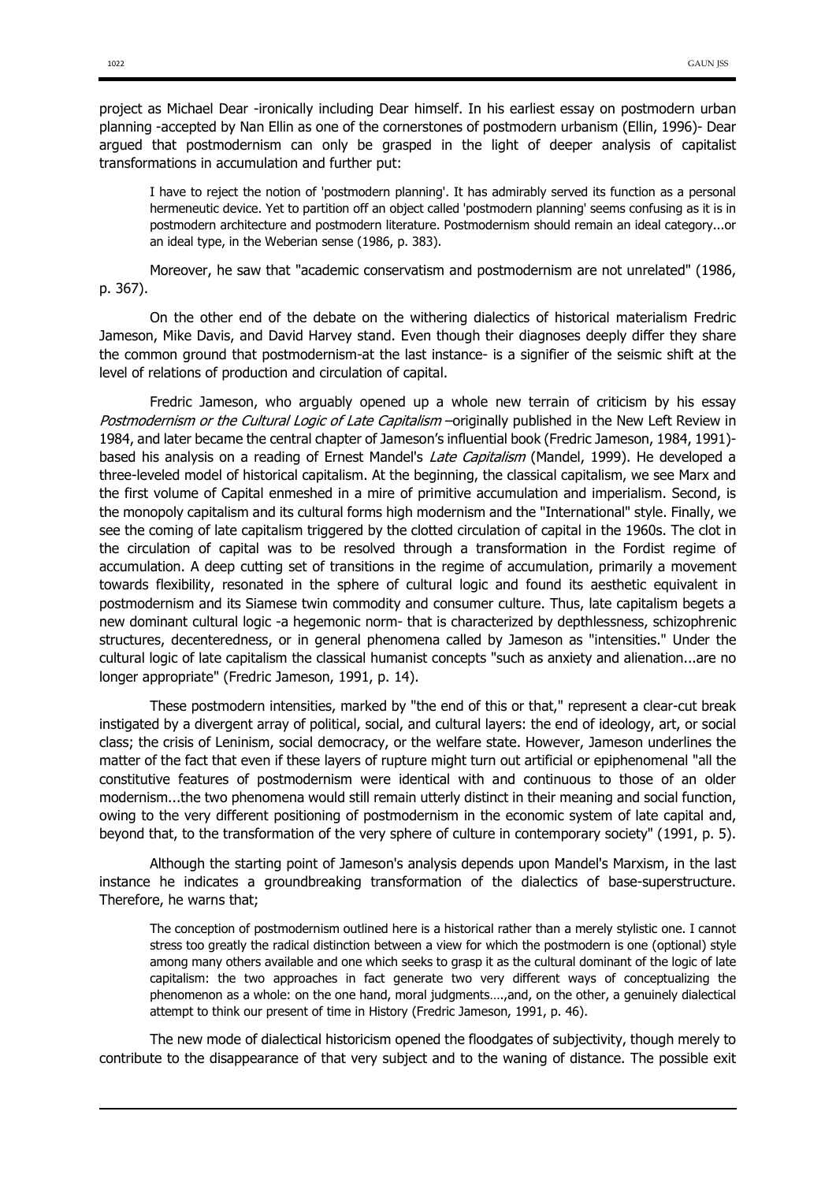project as Michael Dear -ironically including Dear himself. In his earliest essay on postmodern urban planning -accepted by Nan Ellin as one of the cornerstones of postmodern urbanism (Ellin, 1996)- Dear argued that postmodernism can only be grasped in the light of deeper analysis of capitalist transformations in accumulation and further put:

> I have to reject the notion of 'postmodern planning'. It has admirably served its function as a personal hermeneutic device. Yet to partition off an object called 'postmodern planning' seems confusing as it is in postmodern architecture and postmodern literature. Postmodernism should remain an ideal category...or an ideal type, in the Weberian sense (1986, p. 383).

Moreover, he saw that "academic conservatism and postmodernism are not unrelated" (1986, p. 367).

On the other end of the debate on the withering dialectics of historical materialism Fredric Jameson, Mike Davis, and David Harvey stand. Even though their diagnoses deeply differ they share the common ground that postmodernism-at the last instance- is a signifier of the seismic shift at the level of relations of production and circulation of capital.

Fredric Jameson, who arguably opened up a whole new terrain of criticism by his essay *Postmodernism or the Cultural Logic of Late Capitalism* –originally published in the New Left Review in 1984, and later became the central chapter of Jameson's influential book (Fredric Jameson, 1984, 1991)- based his analysis on a reading of Ernest Mandel's *Late Capitalism* (Mandel, 1999). He developed a three-leveled model of historical capitalism. At the beginning, the classical capitalism, we see Marx and the first volume of Capital enmeshed in a mire of primitive accumulation and imperialism. Second, is the monopoly capitalism and its cultural forms high modernism and the "International" style. Finally, we see the coming of late capitalism triggered by the clotted circulation of capital in the 1960s. The clot in the circulation of capital was to be resolved through a transformation in the Fordist regime of accumulation. A deep cutting set of transitions in the regime of accumulation, primarily a movement towards flexibility, resonated in the sphere of cultural logic and found its aesthetic equivalent in postmodernism and its Siamese twin commodity and consumer culture. Thus, late capitalism begets a new dominant cultural logic -a hegemonic norm- that is characterized by depthlessness, schizophrenic structures, decenteredness, or in general phenomena called by Jameson as "intensities." Under the cultural logic of late capitalism the classical humanist concepts "such as anxiety and alienation...are no longer appropriate" (Fredric Jameson, 1991, p. 14).

These postmodern intensities, marked by "the end of this or that," represent a clear-cut break instigated by a divergent array of political, social, and cultural layers: the end of ideology, art, or social class; the crisis of Leninism, social democracy, or the welfare state. However, Jameson underlines the matter of the fact that even if these layers of rupture might turn out artificial or epiphenomenal "all the constitutive features of postmodernism were identical with and continuous to those of an older modernism...the two phenomena would still remain utterly distinct in their meaning and social function, owing to the very different positioning of postmodernism in the economic system of late capital and, beyond that, to the transformation of the very sphere of culture in contemporary society" (1991, p. 5).

Although the starting point of Jameson's analysis depends upon Mandel's Marxism, in the last instance he indicates a groundbreaking transformation of the dialectics of base-superstructure. Therefore, he warns that;

> The conception of postmodernism outlined here is a historical rather than a merely stylistic one. I cannot stress too greatly the radical distinction between a view for which the postmodern is one (optional) style among many others available and one which seeks to grasp it as the cultural dominant of the logic of late capitalism: the two approaches in fact generate two very different ways of conceptualizing the phenomenon as a whole: on the one hand, moral judgments….,and, on the other, a genuinely dialectical attempt to think our present of time in History (Fredric Jameson, 1991, p. 46).

The new mode of dialectical historicism opened the floodgates of subjectivity, though merely to contribute to the disappearance of that very subject and to the waning of distance. The possible exit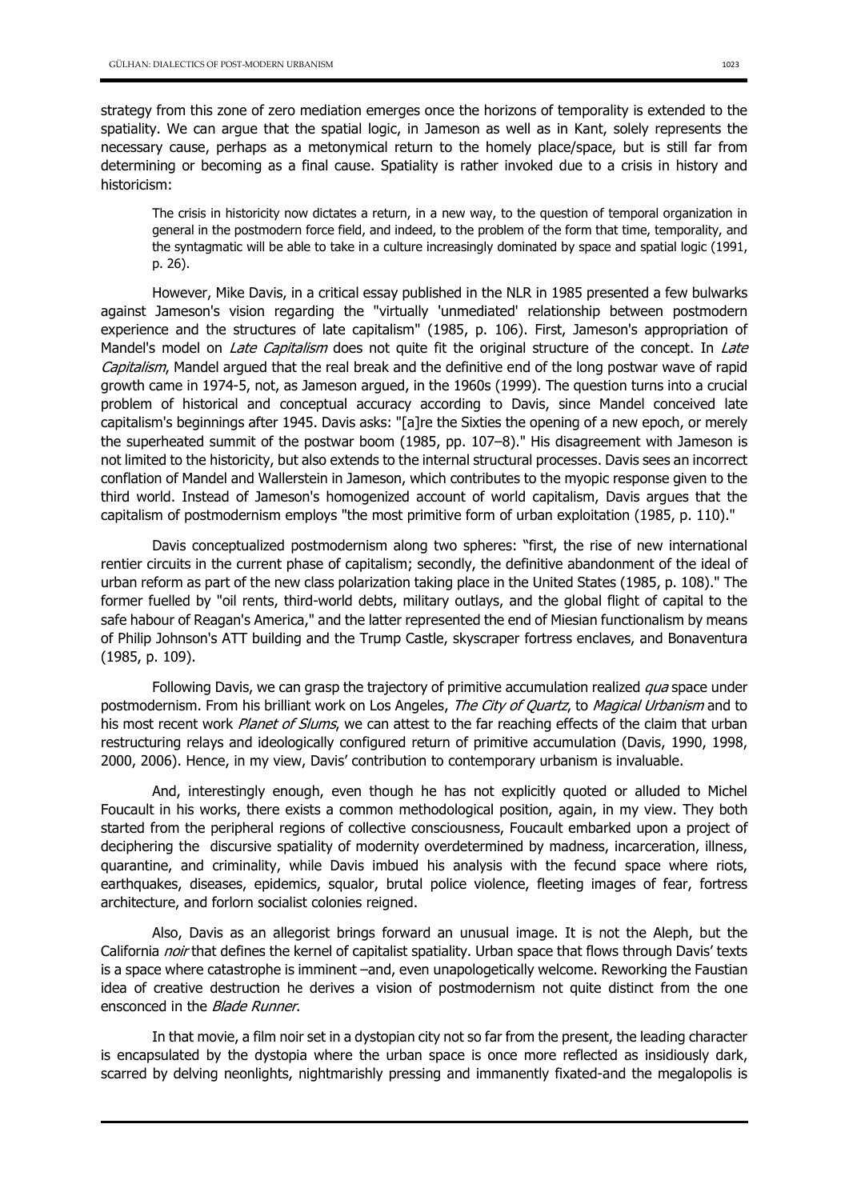strategy from this zone of zero mediation emerges once the horizons of temporality is extended to the spatiality. We can argue that the spatial logic, in Jameson as well as in Kant, solely represents the necessary cause, perhaps as a metonymical return to the homely place/space, but is still far from determining or becoming as a final cause. Spatiality is rather invoked due to a crisis in history and historicism:

> The crisis in historicity now dictates a return, in a new way, to the question of temporal organization in general in the postmodern force field, and indeed, to the problem of the form that time, temporality, and the syntagmatic will be able to take in a culture increasingly dominated by space and spatial logic (1991, p. 26).

However, Mike Davis, in a critical essay published in the NLR in 1985 presented a few bulwarks against Jameson's vision regarding the "virtually 'unmediated' relationship between postmodern experience and the structures of late capitalism" (1985, p. 106). First, Jameson's appropriation of Mandel's model on *Late Capitalism* does not quite fit the original structure of the concept. In *Late Capitalism*, Mandel argued that the real break and the definitive end of the long postwar wave of rapid growth came in 1974-5, not, as Jameson argued, in the 1960s (1999). The question turns into a crucial problem of historical and conceptual accuracy according to Davis, since Mandel conceived late capitalism's beginnings after 1945. Davis asks: "[a]re the Sixties the opening of a new epoch, or merely the superheated summit of the postwar boom (1985, pp. 107–8)." His disagreement with Jameson is not limited to the historicity, but also extends to the internal structural processes. Davis sees an incorrect conflation of Mandel and Wallerstein in Jameson, which contributes to the myopic response given to the third world. Instead of Jameson's homogenized account of world capitalism, Davis argues that the capitalism of postmodernism employs "the most primitive form of urban exploitation (1985, p. 110)."

Davis conceptualized postmodernism along two spheres: "first, the rise of new international rentier circuits in the current phase of capitalism; secondly, the definitive abandonment of the ideal of urban reform as part of the new class polarization taking place in the United States (1985, p. 108)." The former fuelled by "oil rents, third-world debts, military outlays, and the global flight of capital to the safe habour of Reagan's America," and the latter represented the end of Miesian functionalism by means of Philip Johnson's ATT building and the Trump Castle, skyscraper fortress enclaves, and Bonaventura (1985, p. 109).

Following Davis, we can grasp the trajectory of primitive accumulation realized *qua* space under postmodernism. From his brilliant work on Los Angeles, *The City of Quartz*, to *Magical Urbanism* and to his most recent work *Planet of Slums*, we can attest to the far reaching effects of the claim that urban restructuring relays and ideologically configured return of primitive accumulation (Davis, 1990, 1998, 2000, 2006). Hence, in my view, Davis' contribution to contemporary urbanism is invaluable.

And, interestingly enough, even though he has not explicitly quoted or alluded to Michel Foucault in his works, there exists a common methodological position, again, in my view. They both started from the peripheral regions of collective consciousness, Foucault embarked upon a project of deciphering the discursive spatiality of modernity overdetermined by madness, incarceration, illness, quarantine, and criminality, while Davis imbued his analysis with the fecund space where riots, earthquakes, diseases, epidemics, squalor, brutal police violence, fleeting images of fear, fortress architecture, and forlorn socialist colonies reigned.

Also, Davis as an allegorist brings forward an unusual image. It is not the Aleph, but the California *noir* that defines the kernel of capitalist spatiality. Urban space that flows through Davis' texts is a space where catastrophe is imminent –and, even unapologetically welcome. Reworking the Faustian idea of creative destruction he derives a vision of postmodernism not quite distinct from the one ensconced in the *Blade Runner*.

In that movie, a film noir set in a dystopian city not so far from the present, the leading character is encapsulated by the dystopia where the urban space is once more reflected as insidiously dark, scarred by delving neonlights, nightmarishly pressing and immanently fixated-and the megalopolis is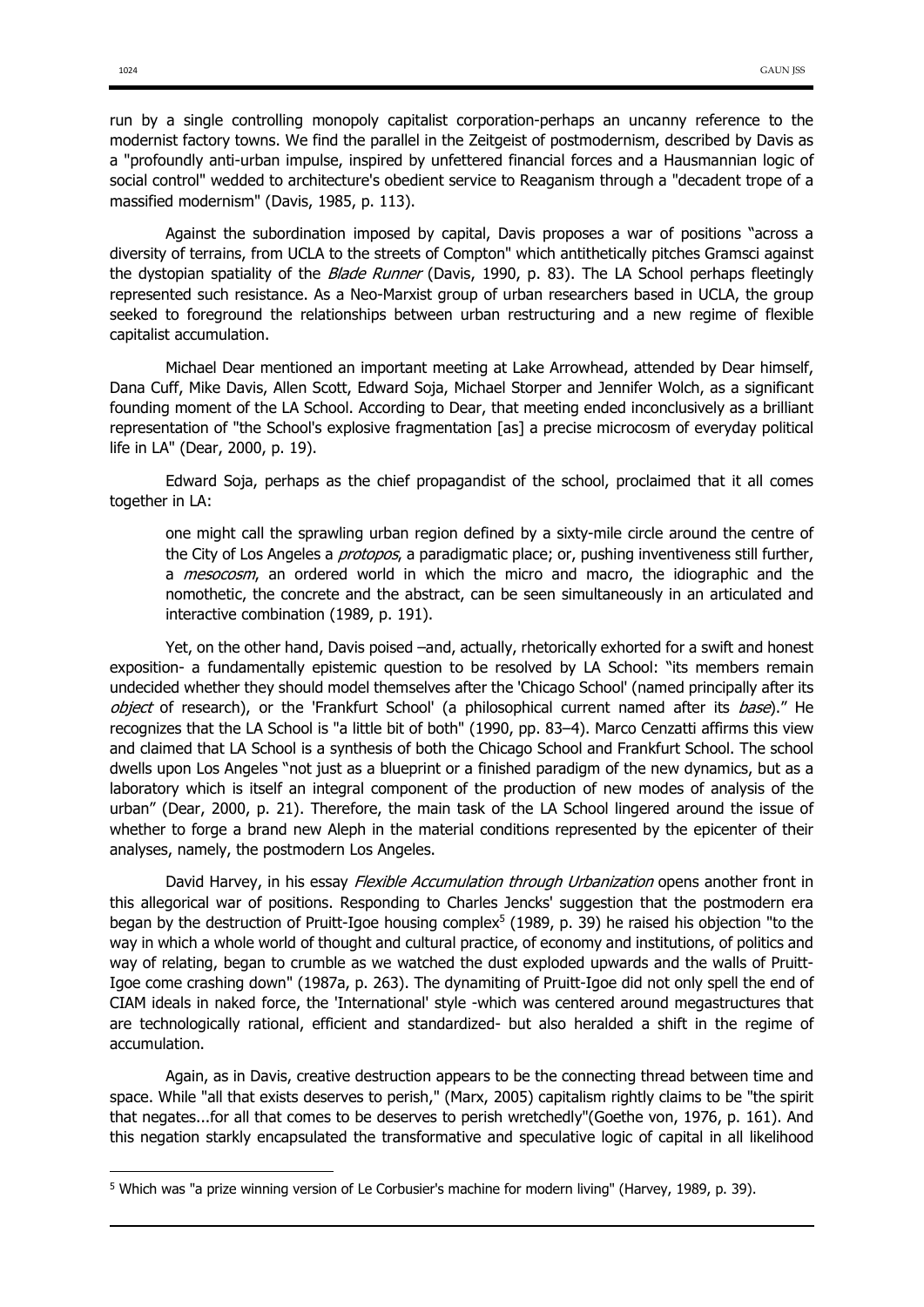run by a single controlling monopoly capitalist corporation-perhaps an uncanny reference to the modernist factory towns. We find the parallel in the Zeitgeist of postmodernism, described by Davis as a "profoundly anti-urban impulse, inspired by unfettered financial forces and a Hausmannian logic of social control" wedded to architecture's obedient service to Reaganism through a "decadent trope of a massified modernism" (Davis, 1985, p. 113).

Against the subordination imposed by capital, Davis proposes a war of positions "across a diversity of terrains, from UCLA to the streets of Compton" which antithetically pitches Gramsci against the dystopian spatiality of the *Blade Runner* (Davis, 1990, p. 83). The LA School perhaps fleetingly represented such resistance. As a Neo-Marxist group of urban researchers based in UCLA, the group seeked to foreground the relationships between urban restructuring and a new regime of flexible capitalist accumulation.

Michael Dear mentioned an important meeting at Lake Arrowhead, attended by Dear himself, Dana Cuff, Mike Davis, Allen Scott, Edward Soja, Michael Storper and Jennifer Wolch, as a significant founding moment of the LA School. According to Dear, that meeting ended inconclusively as a brilliant representation of "the School's explosive fragmentation [as] a precise microcosm of everyday political life in LA" (Dear, 2000, p. 19).

Edward Soja, perhaps as the chief propagandist of the school, proclaimed that it all comes together in LA:

> one might call the sprawling urban region defined by a sixty-mile circle around the centre of the City of Los Angeles a *protopos*, a paradigmatic place; or, pushing inventiveness still further, a *mesocosm*, an ordered world in which the micro and macro, the idiographic and the nomothetic, the concrete and the abstract, can be seen simultaneously in an articulated and interactive combination (1989, p. 191).

Yet, on the other hand, Davis poised –and, actually, rhetorically exhorted for a swift and honest exposition- a fundamentally epistemic question to be resolved by LA School: "its members remain undecided whether they should model themselves after the 'Chicago School' (named principally after its *object* of research), or the 'Frankfurt School' (a philosophical current named after its *base*)." He recognizes that the LA School is "a little bit of both" (1990, pp. 83–4). Marco Cenzatti affirms this view and claimed that LA School is a synthesis of both the Chicago School and Frankfurt School. The school dwells upon Los Angeles "not just as a blueprint or a finished paradigm of the new dynamics, but as a laboratory which is itself an integral component of the production of new modes of analysis of the urban" (Dear, 2000, p. 21). Therefore, the main task of the LA School lingered around the issue of whether to forge a brand new Aleph in the material conditions represented by the epicenter of their analyses, namely, the postmodern Los Angeles.

David Harvey, in his essay *Flexible Accumulation through Urbanization* opens another front in this allegorical war of positions. Responding to Charles Jencks' suggestion that the postmodern era began by the destruction of Pruitt-Igoe housing complex[5] (1989, p. 39) he raised his objection "to the way in which a whole world of thought and cultural practice, of economy and institutions, of politics and way of relating, began to crumble as we watched the dust exploded upwards and the walls of Pruitt-Igoe come crashing down" (1987a, p. 263). The dynamiting of Pruitt-Igoe did not only spell the end of CIAM ideals in naked force, the 'International' style -which was centered around megastructures that are technologically rational, efficient and standardized- but also heralded a shift in the regime of accumulation.

Again, as in Davis, creative destruction appears to be the connecting thread between time and space. While "all that exists deserves to perish," (Marx, 2005) capitalism rightly claims to be "the spirit that negates...for all that comes to be deserves to perish wretchedly"(Goethe von, 1976, p. 161). And this negation starkly encapsulated the transformative and speculative logic of capital in all likelihood

[5] Which was "a prize winning version of Le Corbusier's machine for modern living" (Harvey, 1989, p. 39).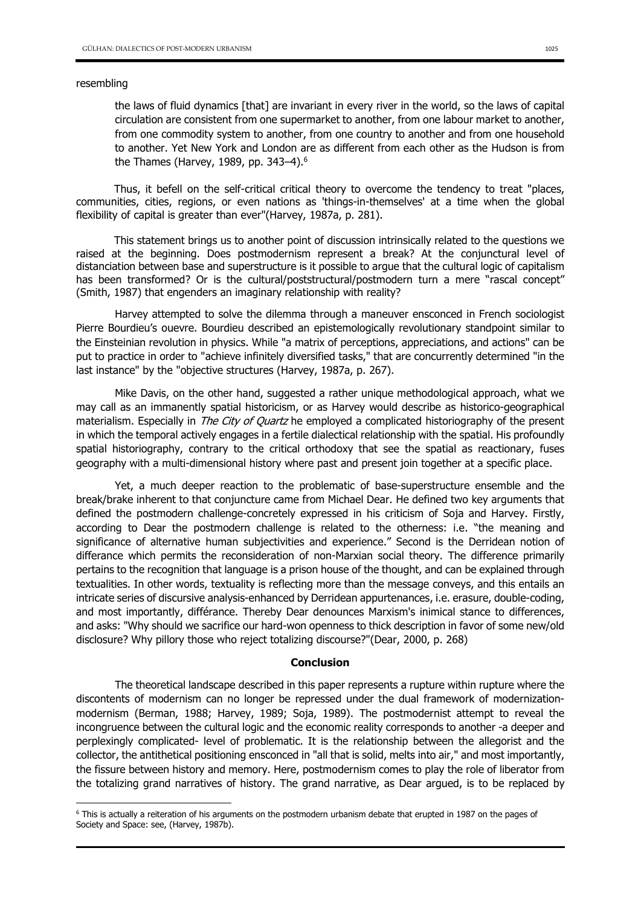resembling

> the laws of fluid dynamics [that] are invariant in every river in the world, so the laws of capital circulation are consistent from one supermarket to another, from one labour market to another, from one commodity system to another, from one country to another and from one household to another. Yet New York and London are as different from each other as the Hudson is from the Thames (Harvey, 1989, pp. 343–4).[6]

Thus, it befell on the self-critical critical theory to overcome the tendency to treat "places, communities, cities, regions, or even nations as 'things-in-themselves' at a time when the global flexibility of capital is greater than ever"(Harvey, 1987a, p. 281).

This statement brings us to another point of discussion intrinsically related to the questions we raised at the beginning. Does postmodernism represent a break? At the conjunctural level of distanciation between base and superstructure is it possible to argue that the cultural logic of capitalism has been transformed? Or is the cultural/poststructural/postmodern turn a mere "rascal concept" (Smith, 1987) that engenders an imaginary relationship with reality?

Harvey attempted to solve the dilemma through a maneuver ensconced in French sociologist Pierre Bourdieu's ouevre. Bourdieu described an epistemologically revolutionary standpoint similar to the Einsteinian revolution in physics. While "a matrix of perceptions, appreciations, and actions" can be put to practice in order to "achieve infinitely diversified tasks," that are concurrently determined "in the last instance" by the "objective structures (Harvey, 1987a, p. 267).

Mike Davis, on the other hand, suggested a rather unique methodological approach, what we may call as an immanently spatial historicism, or as Harvey would describe as historico-geographical materialism. Especially in *The City of Quartz* he employed a complicated historiography of the present in which the temporal actively engages in a fertile dialectical relationship with the spatial. His profoundly spatial historiography, contrary to the critical orthodoxy that see the spatial as reactionary, fuses geography with a multi-dimensional history where past and present join together at a specific place.

Yet, a much deeper reaction to the problematic of base-superstructure ensemble and the break/brake inherent to that conjuncture came from Michael Dear. He defined two key arguments that defined the postmodern challenge-concretely expressed in his criticism of Soja and Harvey. Firstly, according to Dear the postmodern challenge is related to the otherness: i.e. "the meaning and significance of alternative human subjectivities and experience." Second is the Derridean notion of differance which permits the reconsideration of non-Marxian social theory. The difference primarily pertains to the recognition that language is a prison house of the thought, and can be explained through textualities. In other words, textuality is reflecting more than the message conveys, and this entails an intricate series of discursive analysis-enhanced by Derridean appurtenances, i.e. erasure, double-coding, and most importantly, différance. Thereby Dear denounces Marxism's inimical stance to differences, and asks: "Why should we sacrifice our hard-won openness to thick description in favor of some new/old disclosure? Why pillory those who reject totalizing discourse?"(Dear, 2000, p. 268)

## Conclusion

The theoretical landscape described in this paper represents a rupture within rupture where the discontents of modernism can no longer be repressed under the dual framework of modernization-modernism (Berman, 1988; Harvey, 1989; Soja, 1989). The postmodernist attempt to reveal the incongruence between the cultural logic and the economic reality corresponds to another -a deeper and perplexingly complicated- level of problematic. It is the relationship between the allegorist and the collector, the antithetical positioning ensconced in "all that is solid, melts into air," and most importantly, the fissure between history and memory. Here, postmodernism comes to play the role of liberator from the totalizing grand narratives of history. The grand narrative, as Dear argued, is to be replaced by

[6] This is actually a reiteration of his arguments on the postmodern urbanism debate that erupted in 1987 on the pages of Society and Space: see, (Harvey, 1987b).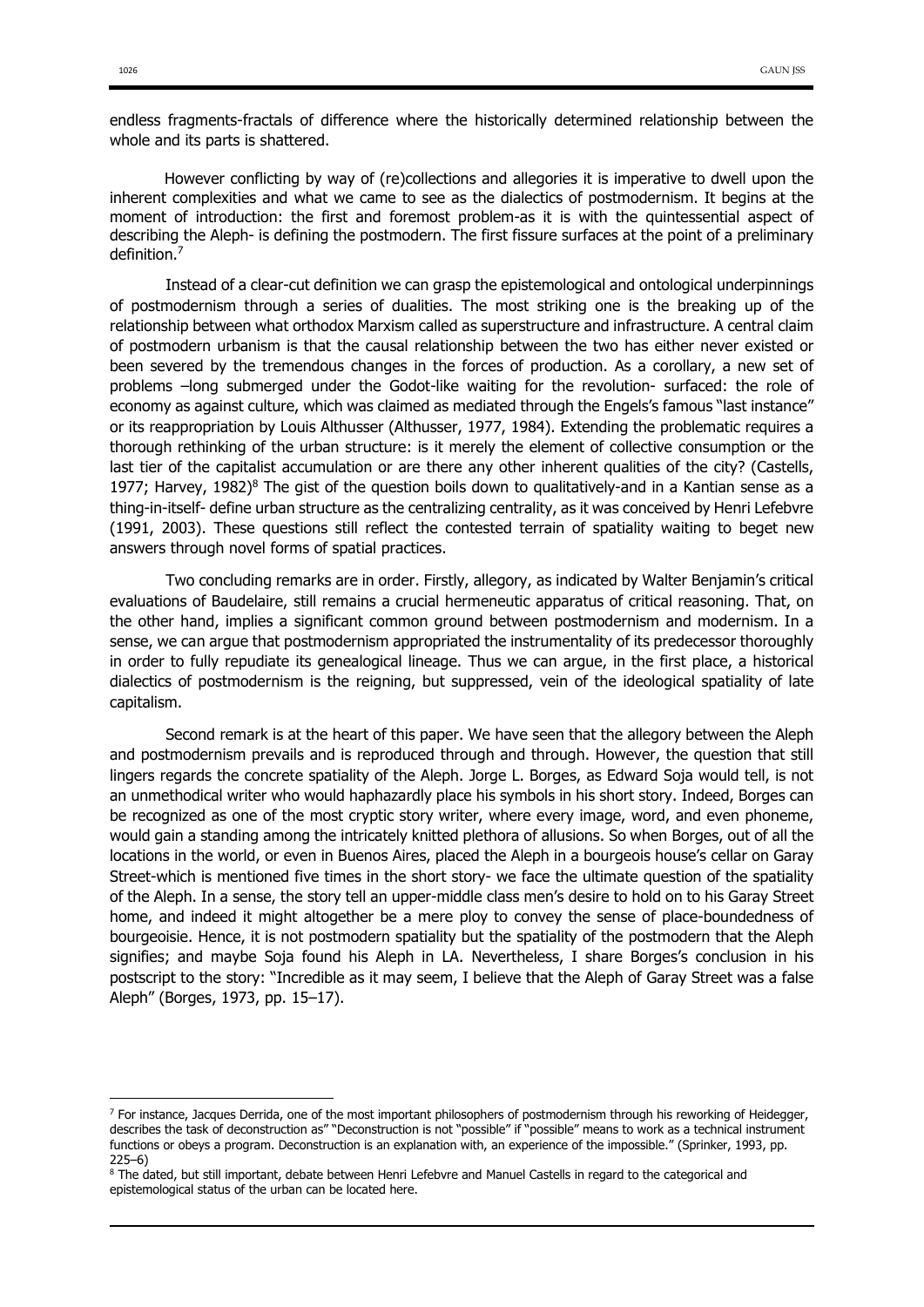endless fragments-fractals of difference where the historically determined relationship between the whole and its parts is shattered.

However conflicting by way of (re)collections and allegories it is imperative to dwell upon the inherent complexities and what we came to see as the dialectics of postmodernism. It begins at the moment of introduction: the first and foremost problem-as it is with the quintessential aspect of describing the Aleph- is defining the postmodern. The first fissure surfaces at the point of a preliminary definition.[7]

Instead of a clear-cut definition we can grasp the epistemological and ontological underpinnings of postmodernism through a series of dualities. The most striking one is the breaking up of the relationship between what orthodox Marxism called as superstructure and infrastructure. A central claim of postmodern urbanism is that the causal relationship between the two has either never existed or been severed by the tremendous changes in the forces of production. As a corollary, a new set of problems –long submerged under the Godot-like waiting for the revolution- surfaced: the role of economy as against culture, which was claimed as mediated through the Engels's famous "last instance" or its reappropriation by Louis Althusser (Althusser, 1977, 1984). Extending the problematic requires a thorough rethinking of the urban structure: is it merely the element of collective consumption or the last tier of the capitalist accumulation or are there any other inherent qualities of the city? (Castells, 1977; Harvey, 1982)[8] The gist of the question boils down to qualitatively-and in a Kantian sense as a thing-in-itself- define urban structure as the centralizing centrality, as it was conceived by Henri Lefebvre (1991, 2003). These questions still reflect the contested terrain of spatiality waiting to beget new answers through novel forms of spatial practices.

Two concluding remarks are in order. Firstly, allegory, as indicated by Walter Benjamin's critical evaluations of Baudelaire, still remains a crucial hermeneutic apparatus of critical reasoning. That, on the other hand, implies a significant common ground between postmodernism and modernism. In a sense, we can argue that postmodernism appropriated the instrumentality of its predecessor thoroughly in order to fully repudiate its genealogical lineage. Thus we can argue, in the first place, a historical dialectics of postmodernism is the reigning, but suppressed, vein of the ideological spatiality of late capitalism.

Second remark is at the heart of this paper. We have seen that the allegory between the Aleph and postmodernism prevails and is reproduced through and through. However, the question that still lingers regards the concrete spatiality of the Aleph. Jorge L. Borges, as Edward Soja would tell, is not an unmethodical writer who would haphazardly place his symbols in his short story. Indeed, Borges can be recognized as one of the most cryptic story writer, where every image, word, and even phoneme, would gain a standing among the intricately knitted plethora of allusions. So when Borges, out of all the locations in the world, or even in Buenos Aires, placed the Aleph in a bourgeois house's cellar on Garay Street-which is mentioned five times in the short story- we face the ultimate question of the spatiality of the Aleph. In a sense, the story tell an upper-middle class men's desire to hold on to his Garay Street home, and indeed it might altogether be a mere ploy to convey the sense of place-boundedness of bourgeoisie. Hence, it is not postmodern spatiality but the spatiality of the postmodern that the Aleph signifies; and maybe Soja found his Aleph in LA. Nevertheless, I share Borges's conclusion in his postscript to the story: "Incredible as it may seem, I believe that the Aleph of Garay Street was a false Aleph" (Borges, 1973, pp. 15–17).

---

[7] For instance, Jacques Derrida, one of the most important philosophers of postmodernism through his reworking of Heidegger, describes the task of deconstruction as" "Deconstruction is not "possible" if "possible" means to work as a technical instrument functions or obeys a program. Deconstruction is an explanation with, an experience of the impossible." (Sprinker, 1993, pp. 225–6)

[8] The dated, but still important, debate between Henri Lefebvre and Manuel Castells in regard to the categorical and epistemological status of the urban can be located here.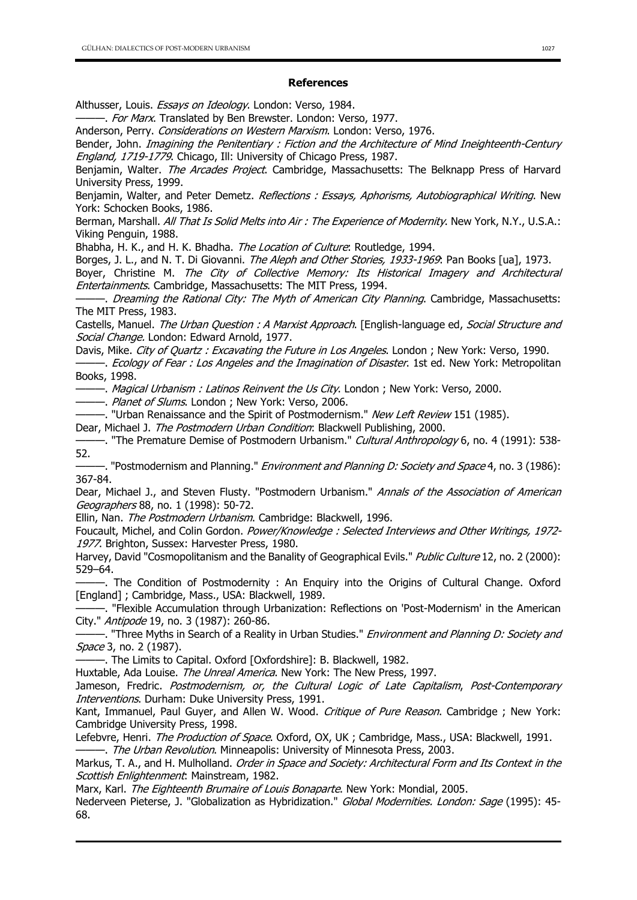**References**

Althusser, Louis. *Essays on Ideology*. London: Verso, 1984.

———. *For Marx*. Translated by Ben Brewster. London: Verso, 1977.

Anderson, Perry. *Considerations on Western Marxism*. London: Verso, 1976.

Bender, John. *Imagining the Penitentiary : Fiction and the Architecture of Mind Ineighteenth-Century England, 1719-1779*. Chicago, Ill: University of Chicago Press, 1987.

Benjamin, Walter. *The Arcades Project*. Cambridge, Massachusetts: The Belknapp Press of Harvard University Press, 1999.

Benjamin, Walter, and Peter Demetz. *Reflections : Essays, Aphorisms, Autobiographical Writing*. New York: Schocken Books, 1986.

Berman, Marshall. *All That Is Solid Melts into Air : The Experience of Modernity*. New York, N.Y., U.S.A.: Viking Penguin, 1988.

Bhabha, H. K., and H. K. Bhadha. *The Location of Culture*: Routledge, 1994.

Borges, J. L., and N. T. Di Giovanni. *The Aleph and Other Stories, 1933-1969*: Pan Books [ua], 1973.

Boyer, Christine M. *The City of Collective Memory: Its Historical Imagery and Architectural Entertainments*. Cambridge, Massachusetts: The MIT Press, 1994.

———. *Dreaming the Rational City: The Myth of American City Planning*. Cambridge, Massachusetts: The MIT Press, 1983.

Castells, Manuel. *The Urban Question : A Marxist Approach*. [English-language ed, *Social Structure and Social Change.* London: Edward Arnold, 1977.

Davis, Mike. *City of Quartz : Excavating the Future in Los Angeles*. London ; New York: Verso, 1990.

———. *Ecology of Fear : Los Angeles and the Imagination of Disaster*. 1st ed. New York: Metropolitan Books, 1998.

———. *Magical Urbanism : Latinos Reinvent the Us City*. London ; New York: Verso, 2000.

———. *Planet of Slums*. London ; New York: Verso, 2006.

———. "Urban Renaissance and the Spirit of Postmodernism." *New Left Review* 151 (1985).

Dear, Michael J. *The Postmodern Urban Condition*: Blackwell Publishing, 2000.

———. "The Premature Demise of Postmodern Urbanism." *Cultural Anthropology* 6, no. 4 (1991): 538-52.

———. "Postmodernism and Planning." *Environment and Planning D: Society and Space* 4, no. 3 (1986): 367-84.

Dear, Michael J., and Steven Flusty. "Postmodern Urbanism." *Annals of the Association of American Geographers* 88, no. 1 (1998): 50-72.

Ellin, Nan. *The Postmodern Urbanism*. Cambridge: Blackwell, 1996.

Foucault, Michel, and Colin Gordon. *Power/Knowledge : Selected Interviews and Other Writings, 1972-1977*. Brighton, Sussex: Harvester Press, 1980.

Harvey, David "Cosmopolitanism and the Banality of Geographical Evils." *Public Culture* 12, no. 2 (2000): 529–64.

———. The Condition of Postmodernity : An Enquiry into the Origins of Cultural Change. Oxford [England] ; Cambridge, Mass., USA: Blackwell, 1989.

———. "Flexible Accumulation through Urbanization: Reflections on 'Post-Modernism' in the American City." *Antipode* 19, no. 3 (1987): 260-86.

———. "Three Myths in Search of a Reality in Urban Studies." *Environment and Planning D: Society and Space* 3, no. 2 (1987).

———. The Limits to Capital. Oxford [Oxfordshire]: B. Blackwell, 1982.

Huxtable, Ada Louise. *The Unreal America*. New York: The New Press, 1997.

Jameson, Fredric. *Postmodernism, or, the Cultural Logic of Late Capitalism*, *Post-Contemporary Interventions*. Durham: Duke University Press, 1991.

Kant, Immanuel, Paul Guyer, and Allen W. Wood. *Critique of Pure Reason*. Cambridge ; New York: Cambridge University Press, 1998.

Lefebvre, Henri. *The Production of Space*. Oxford, OX, UK ; Cambridge, Mass., USA: Blackwell, 1991.

———. *The Urban Revolution*. Minneapolis: University of Minnesota Press, 2003.

Markus, T. A., and H. Mulholland. *Order in Space and Society: Architectural Form and Its Context in the Scottish Enlightenment*: Mainstream, 1982.

Marx, Karl. *The Eighteenth Brumaire of Louis Bonaparte*. New York: Mondial, 2005.

Nederveen Pieterse, J. "Globalization as Hybridization." *Global Modernities. London: Sage* (1995): 45-68.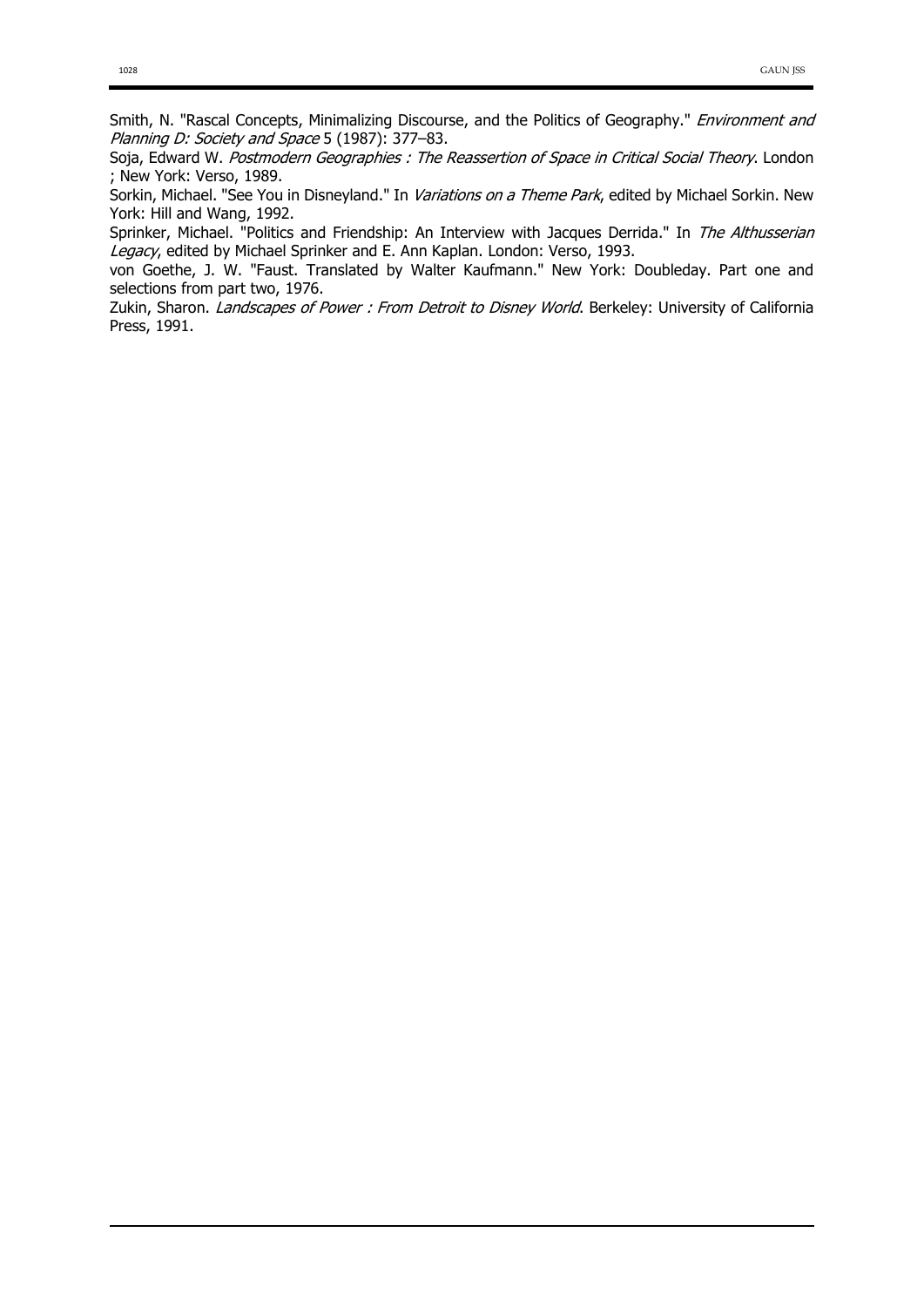Smith, N. "Rascal Concepts, Minimalizing Discourse, and the Politics of Geography." *Environment and Planning D: Society and Space* 5 (1987): 377–83.

Soja, Edward W. *Postmodern Geographies : The Reassertion of Space in Critical Social Theory*. London ; New York: Verso, 1989.

Sorkin, Michael. "See You in Disneyland." In *Variations on a Theme Park*, edited by Michael Sorkin. New York: Hill and Wang, 1992.

Sprinker, Michael. "Politics and Friendship: An Interview with Jacques Derrida." In *The Althusserian Legacy*, edited by Michael Sprinker and E. Ann Kaplan. London: Verso, 1993.

von Goethe, J. W. "Faust. Translated by Walter Kaufmann." New York: Doubleday. Part one and selections from part two, 1976.

Zukin, Sharon. *Landscapes of Power : From Detroit to Disney World*. Berkeley: University of California Press, 1991.